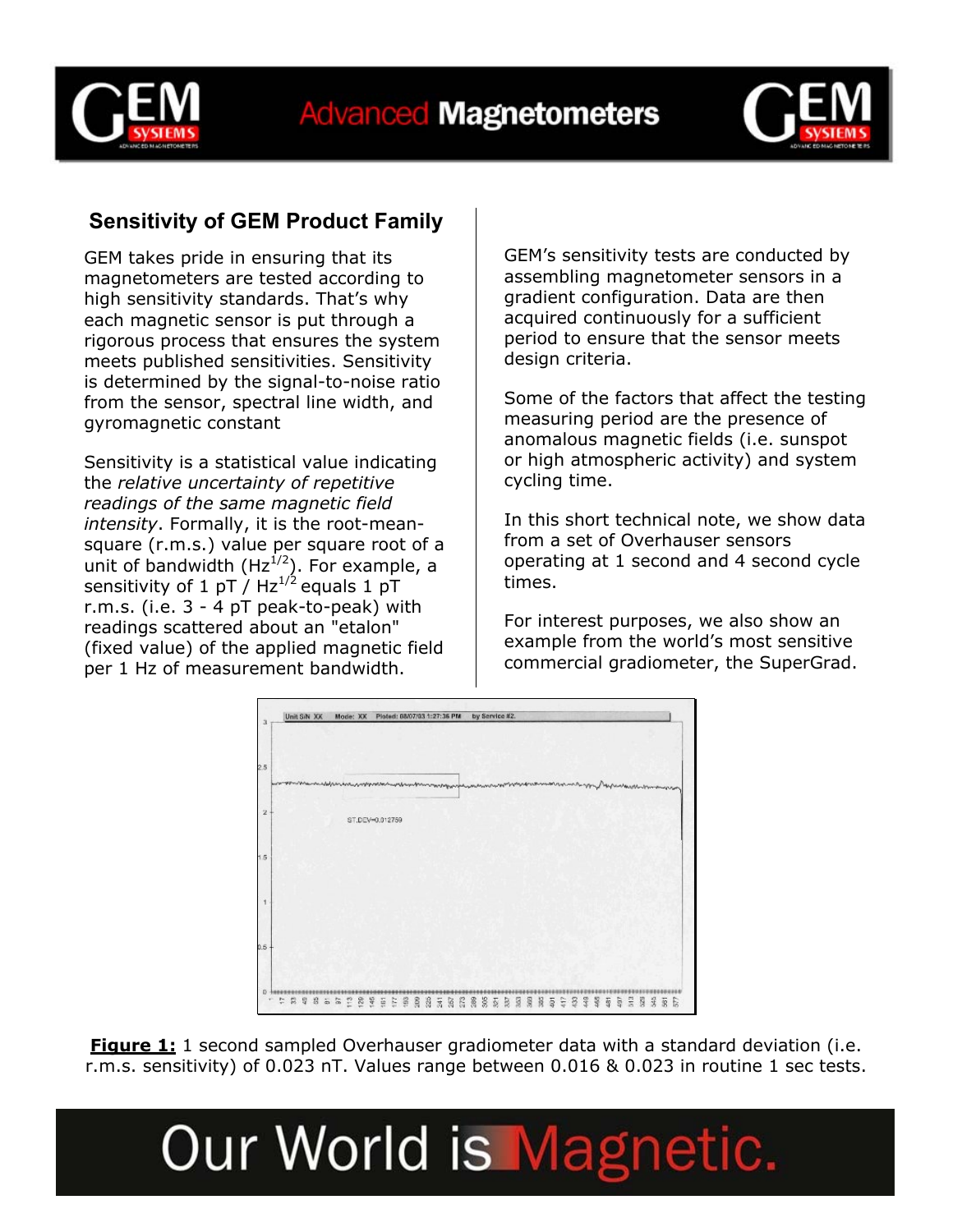## Sensitivity of GEM Product Family

GEM takes pride in ensuring that its magnetometers are tested according to high sensitivity standards. That's why each magnetic sensor is put through a rigorous process that ensures the system meets published sensitivities. Sensitivity is determined by the signal-to-noise ratio from the sensor, spectral line width, and gyromagnetic constant

Sensitivity is a statistical value indicating the *relative uncertainty of repetitive readings of the same magnetic field intensity*. Formally, it is the root-mean-square (r.m.s.) value per square root of a unit of bandwidth ($Hz^{1/2}$). For example, a sensitivity of 1 pT / $Hz^{1/2}$ equals 1 pT r.m.s. (i.e. 3 - 4 pT peak-to-peak) with readings scattered about an "etalon" (fixed value) of the applied magnetic field per 1 Hz of measurement bandwidth.

GEM's sensitivity tests are conducted by assembling magnetometer sensors in a gradient configuration. Data are then acquired continuously for a sufficient period to ensure that the sensor meets design criteria.

Some of the factors that affect the testing measuring period are the presence of anomalous magnetic fields (i.e. sunspot or high atmospheric activity) and system cycling time.

In this short technical note, we show data from a set of Overhauser sensors operating at 1 second and 4 second cycle times.

For interest purposes, we also show an example from the world's most sensitive commercial gradiometer, the SuperGrad.

**Figure 1:** 1 second sampled Overhauser gradiometer data with a standard deviation (i.e. r.m.s. sensitivity) of 0.023 nT. Values range between 0.016 & 0.023 in routine 1 sec tests.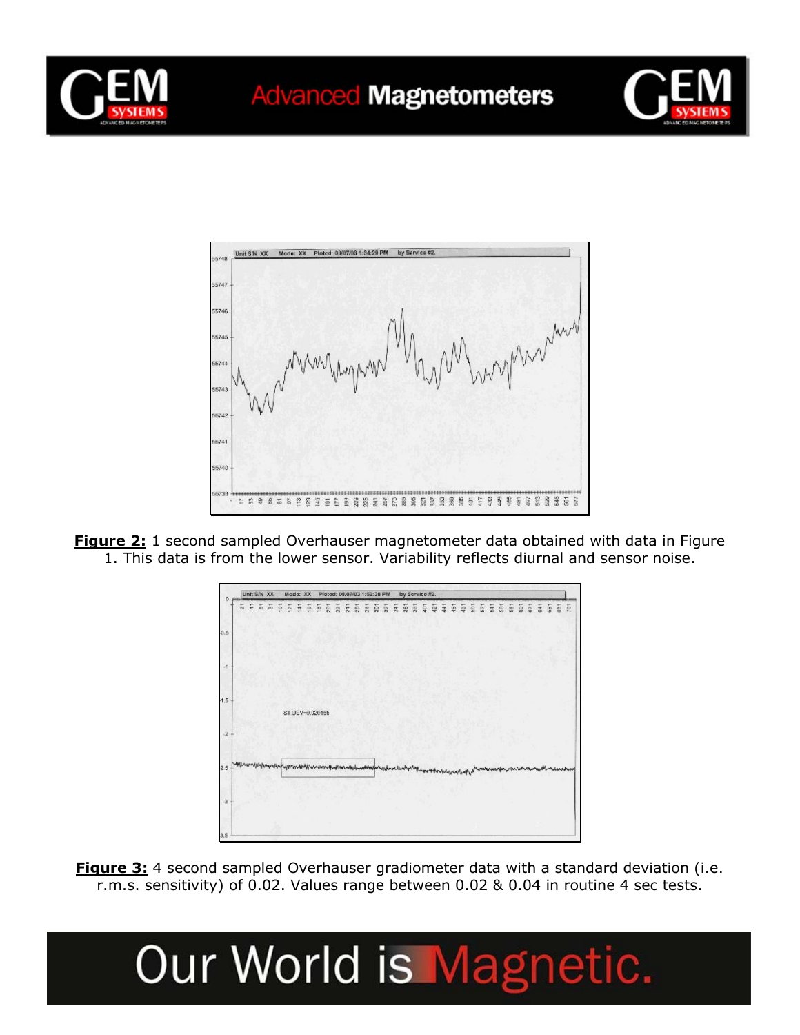**Figure 2:** 1 second sampled Overhauser magnetometer data obtained with data in Figure 1. This data is from the lower sensor. Variability reflects diurnal and sensor noise.

**Figure 3:** 4 second sampled Overhauser gradiometer data with a standard deviation (i.e. r.m.s. sensitivity) of 0.02. Values range between 0.02 & 0.04 in routine 4 sec tests.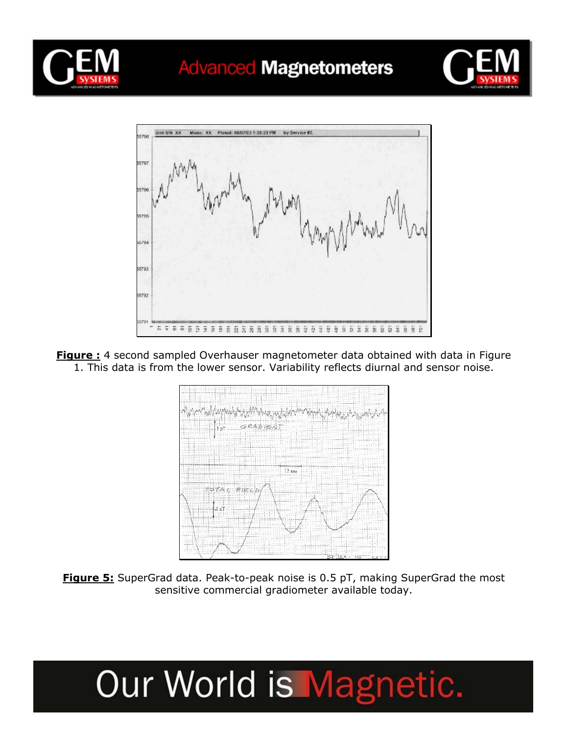**Figure :** 4 second sampled Overhauser magnetometer data obtained with data in Figure 1. This data is from the lower sensor. Variability reflects diurnal and sensor noise.

**Figure 5:** SuperGrad data. Peak-to-peak noise is 0.5 pT, making SuperGrad the most sensitive commercial gradiometer available today.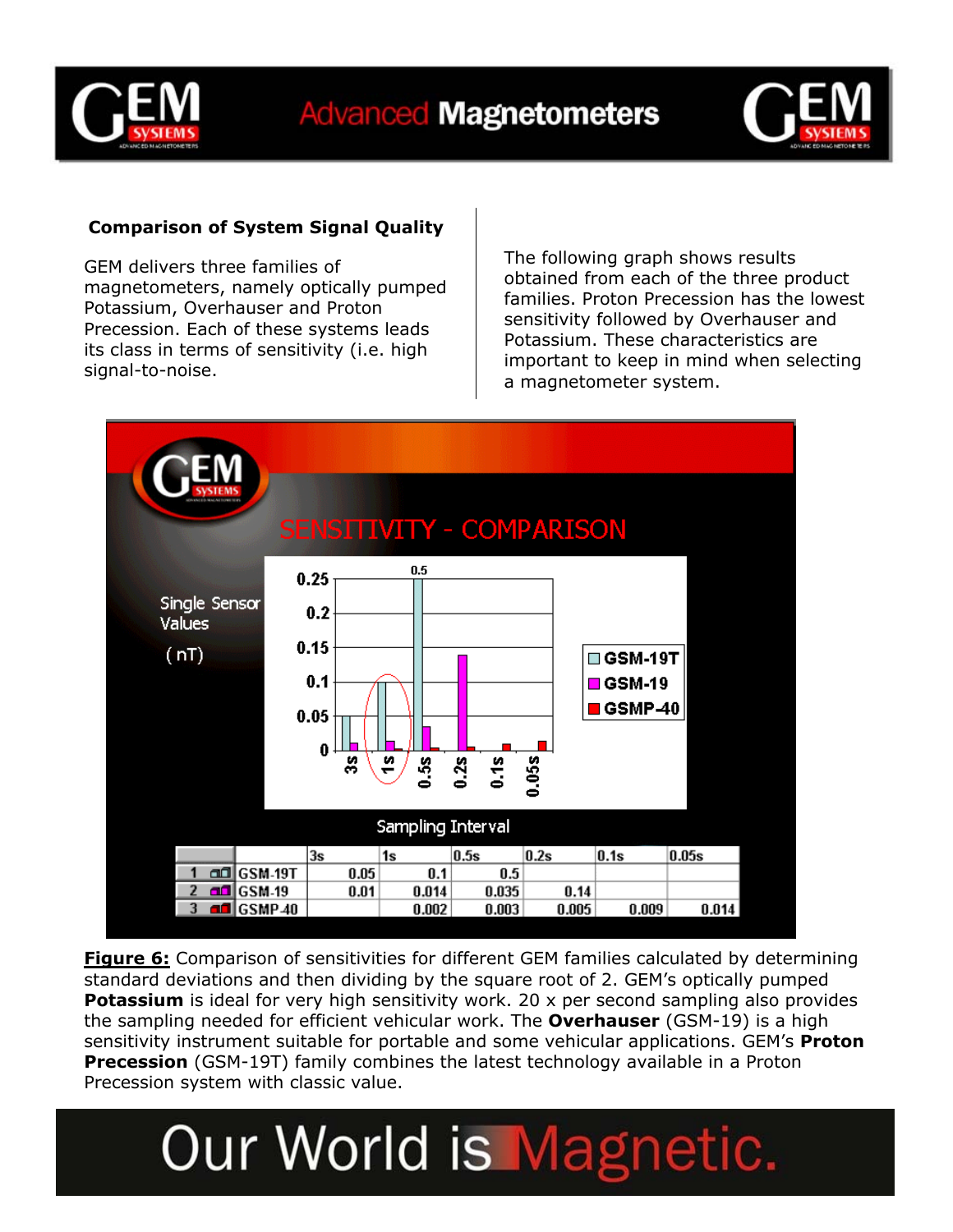## Comparison of System Signal Quality

GEM delivers three families of magnetometers, namely optically pumped Potassium, Overhauser and Proton Precession. Each of these systems leads its class in terms of sensitivity (i.e. high signal-to-noise.

The following graph shows results obtained from each of the three product families. Proton Precession has the lowest sensitivity followed by Overhauser and Potassium. These characteristics are important to keep in mind when selecting a magnetometer system.

SENSITIVITY - COMPARISON

Single Sensor Values

( nT)

0.25
0.2
0.15
0.1
0.05
0

0.5

3s
1s
0.5s
0.2s
0.1s
0.05s

GSM-19T
GSM-19
GSMP-40

Sampling Interval

| | | 3s | 1s | 0.5s | 0.2s | 0.1s | 0.05s |
|---|---|---|---|---|---|---|---|
| 1 | GSM-19T | 0.05 | 0.1 | 0.5 | | | |
| 2 | GSM-19 | 0.01 | 0.014 | 0.035 | 0.14 | | |
| 3 | GSMP-40 | | 0.002 | 0.003 | 0.005 | 0.009 | 0.014 |

**Figure 6:** Comparison of sensitivities for different GEM families calculated by determining standard deviations and then dividing by the square root of 2. GEM's optically pumped **Potassium** is ideal for very high sensitivity work. 20 x per second sampling also provides the sampling needed for efficient vehicular work. The **Overhauser** (GSM-19) is a high sensitivity instrument suitable for portable and some vehicular applications. GEM's **Proton Precession** (GSM-19T) family combines the latest technology available in a Proton Precession system with classic value.

Our World is Magnetic.